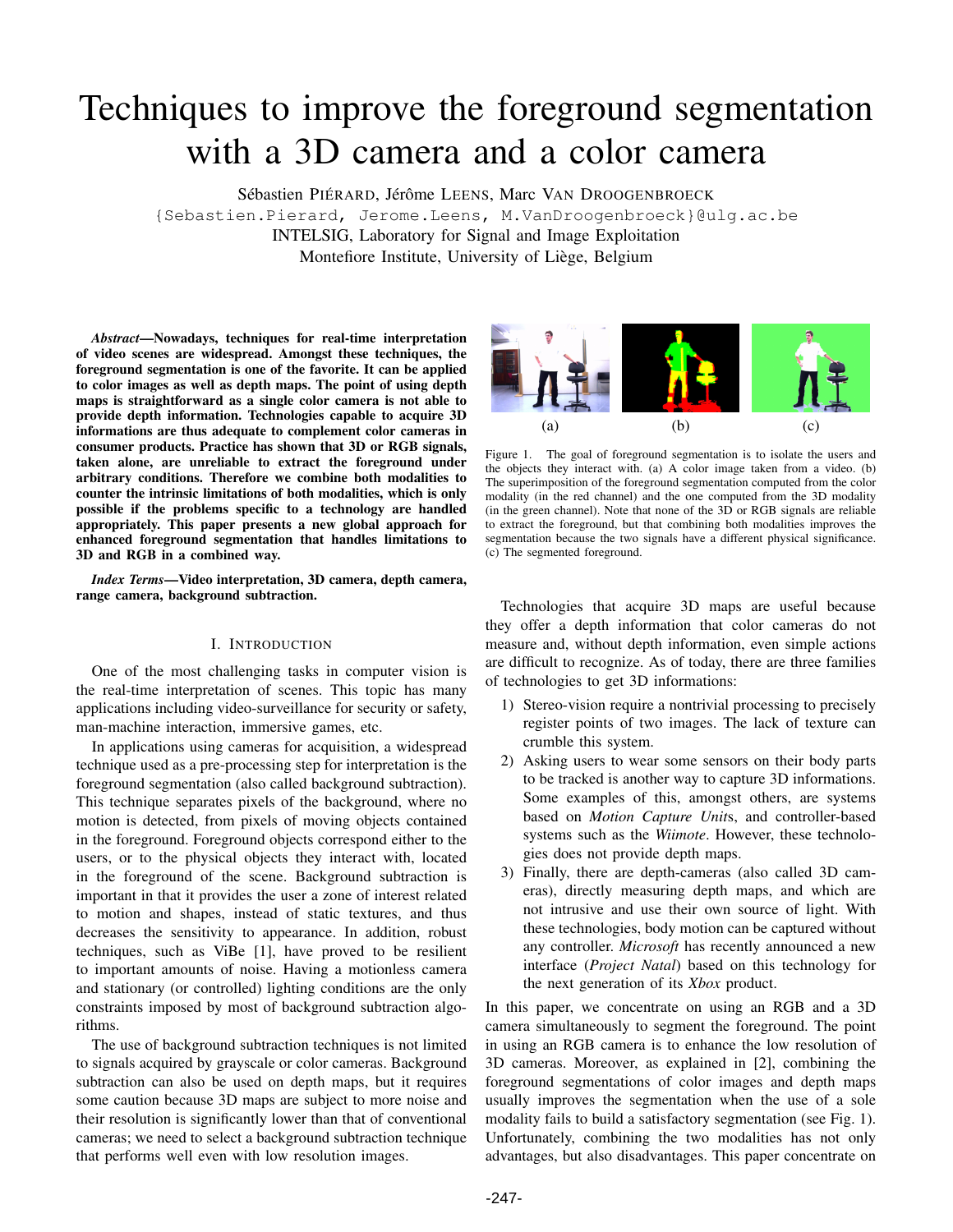# Techniques to improve the foreground segmentation with a 3D camera and a color camera

Sébastien PIÉRARD, Jérôme LEENS, Marc VAN DROOGENBROECK
{Sebastien.Pierard, Jerome.Leens, M.VanDroogenbroeck}@ulg.ac.be
INTELSIG, Laboratory for Signal and Image Exploitation
Montefiore Institute, University of Liège, Belgium

***Abstract*—Nowadays, techniques for real-time interpretation of video scenes are widespread. Amongst these techniques, the foreground segmentation is one of the favorite. It can be applied to color images as well as depth maps. The point of using depth maps is straightforward as a single color camera is not able to provide depth information. Technologies capable to acquire 3D informations are thus adequate to complement color cameras in consumer products. Practice has shown that 3D or RGB signals, taken alone, are unreliable to extract the foreground under arbitrary conditions. Therefore we combine both modalities to counter the intrinsic limitations of both modalities, which is only possible if the problems specific to a technology are handled appropriately. This paper presents a new global approach for enhanced foreground segmentation that handles limitations to 3D and RGB in a combined way.**

***Index Terms*—Video interpretation, 3D camera, depth camera, range camera, background subtraction.**

## I. INTRODUCTION

One of the most challenging tasks in computer vision is the real-time interpretation of scenes. This topic has many applications including video-surveillance for security or safety, man-machine interaction, immersive games, etc.

In applications using cameras for acquisition, a widespread technique used as a pre-processing step for interpretation is the foreground segmentation (also called background subtraction). This technique separates pixels of the background, where no motion is detected, from pixels of moving objects contained in the foreground. Foreground objects correspond either to the users, or to the physical objects they interact with, located in the foreground of the scene. Background subtraction is important in that it provides the user a zone of interest related to motion and shapes, instead of static textures, and thus decreases the sensitivity to appearance. In addition, robust techniques, such as ViBe [1], have proved to be resilient to important amounts of noise. Having a motionless camera and stationary (or controlled) lighting conditions are the only constraints imposed by most of background subtraction algorithms.

The use of background subtraction techniques is not limited to signals acquired by grayscale or color cameras. Background subtraction can also be used on depth maps, but it requires some caution because 3D maps are subject to more noise and their resolution is significantly lower than that of conventional cameras; we need to select a background subtraction technique that performs well even with low resolution images.

(a) (b) (c)

Figure 1. The goal of foreground segmentation is to isolate the users and the objects they interact with. (a) A color image taken from a video. (b) The superimposition of the foreground segmentation computed from the color modality (in the red channel) and the one computed from the 3D modality (in the green channel). Note that none of the 3D or RGB signals are reliable to extract the foreground, but that combining both modalities improves the segmentation because the two signals have a different physical significance. (c) The segmented foreground.

Technologies that acquire 3D maps are useful because they offer a depth information that color cameras do not measure and, without depth information, even simple actions are difficult to recognize. As of today, there are three families of technologies to get 3D informations:

1) Stereo-vision require a nontrivial processing to precisely register points of two images. The lack of texture can crumble this system.
2) Asking users to wear some sensors on their body parts to be tracked is another way to capture 3D informations. Some examples of this, amongst others, are systems based on *Motion Capture Unit*s, and controller-based systems such as the *Wiimote*. However, these technologies does not provide depth maps.
3) Finally, there are depth-cameras (also called 3D cameras), directly measuring depth maps, and which are not intrusive and use their own source of light. With these technologies, body motion can be captured without any controller. *Microsoft* has recently announced a new interface (*Project Natal*) based on this technology for the next generation of its *Xbox* product.

In this paper, we concentrate on using an RGB and a 3D camera simultaneously to segment the foreground. The point in using an RGB camera is to enhance the low resolution of 3D cameras. Moreover, as explained in [2], combining the foreground segmentations of color images and depth maps usually improves the segmentation when the use of a sole modality fails to build a satisfactory segmentation (see Fig. 1). Unfortunately, combining the two modalities has not only advantages, but also disadvantages. This paper concentrate on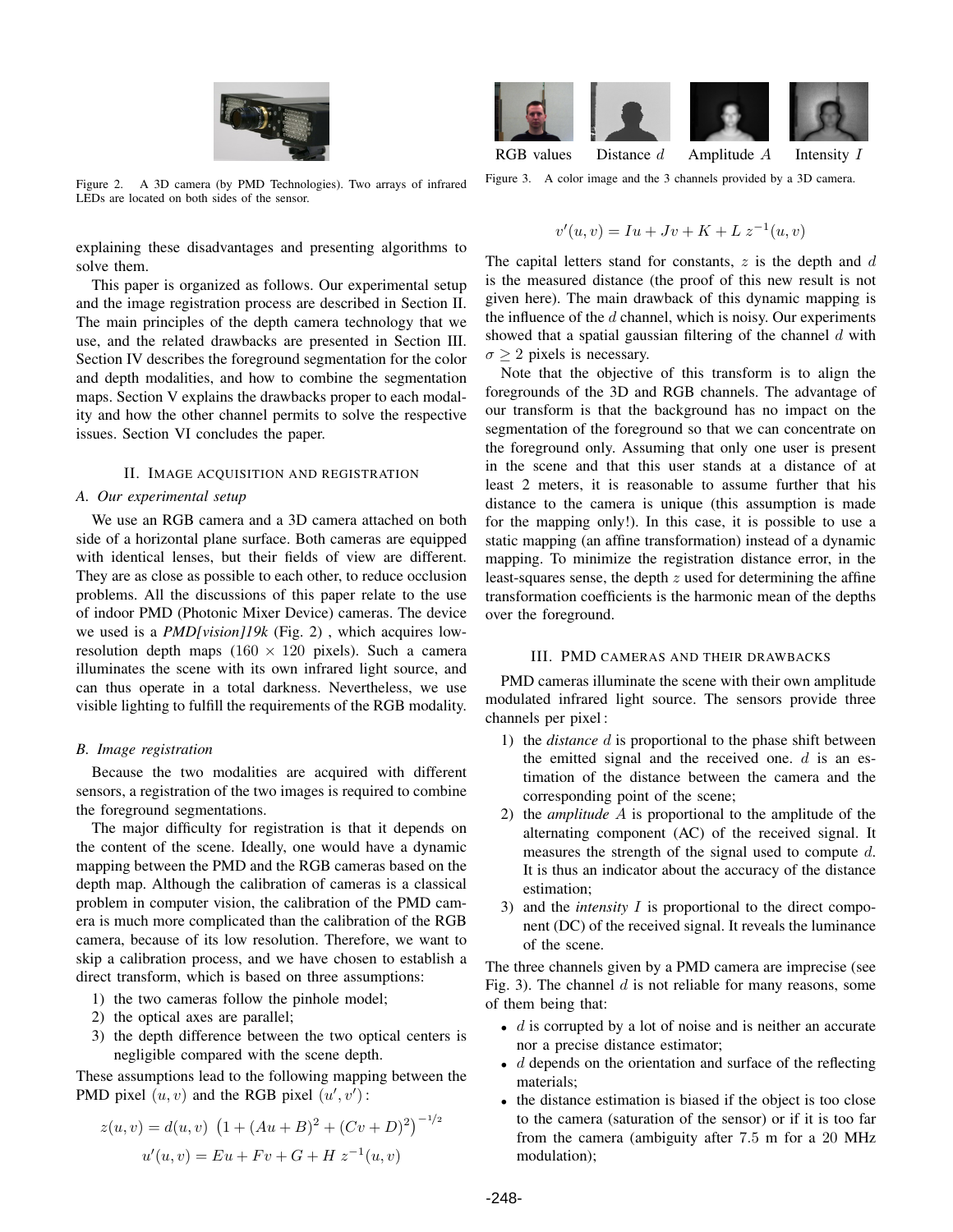Figure 2. A 3D camera (by PMD Technologies). Two arrays of infrared LEDs are located on both sides of the sensor.

explaining these disadvantages and presenting algorithms to solve them.

This paper is organized as follows. Our experimental setup and the image registration process are described in Section II. The main principles of the depth camera technology that we use, and the related drawbacks are presented in Section III. Section IV describes the foreground segmentation for the color and depth modalities, and how to combine the segmentation maps. Section V explains the drawbacks proper to each modality and how the other channel permits to solve the respective issues. Section VI concludes the paper.

## II. Image acquisition and registration

### A. Our experimental setup

We use an RGB camera and a 3D camera attached on both side of a horizontal plane surface. Both cameras are equipped with identical lenses, but their fields of view are different. They are as close as possible to each other, to reduce occlusion problems. All the discussions of this paper relate to the use of indoor PMD (Photonic Mixer Device) cameras. The device we used is a *PMD[vision]19k* (Fig. 2) , which acquires low-resolution depth maps ($160 \times 120$ pixels). Such a camera illuminates the scene with its own infrared light source, and can thus operate in a total darkness. Nevertheless, we use visible lighting to fulfill the requirements of the RGB modality.

### B. Image registration

Because the two modalities are acquired with different sensors, a registration of the two images is required to combine the foreground segmentations.

The major difficulty for registration is that it depends on the content of the scene. Ideally, one would have a dynamic mapping between the PMD and the RGB cameras based on the depth map. Although the calibration of cameras is a classical problem in computer vision, the calibration of the PMD camera is much more complicated than the calibration of the RGB camera, because of its low resolution. Therefore, we want to skip a calibration process, and we have chosen to establish a direct transform, which is based on three assumptions:

1) the two cameras follow the pinhole model;
2) the optical axes are parallel;
3) the depth difference between the two optical centers is negligible compared with the scene depth.

These assumptions lead to the following mapping between the PMD pixel $(u, v)$ and the RGB pixel $(u', v')$ :

$$z(u,v) = d(u,v)\ \left(1 + (Au+B)^2 + (Cv+D)^2\right)^{-1/2}$$

$$u'(u,v) = Eu + Fv + G + H\ z^{-1}(u,v)$$

RGB values | Distance $d$ | Amplitude $A$ | Intensity $I$

Figure 3. A color image and the 3 channels provided by a 3D camera.

$$v'(u,v) = Iu + Jv + K + L\ z^{-1}(u,v)$$

The capital letters stand for constants, $z$ is the depth and $d$ is the measured distance (the proof of this new result is not given here). The main drawback of this dynamic mapping is the influence of the $d$ channel, which is noisy. Our experiments showed that a spatial gaussian filtering of the channel $d$ with $\sigma \geq 2$ pixels is necessary.

Note that the objective of this transform is to align the foregrounds of the 3D and RGB channels. The advantage of our transform is that the background has no impact on the segmentation of the foreground so that we can concentrate on the foreground only. Assuming that only one user is present in the scene and that this user stands at a distance of at least 2 meters, it is reasonable to assume further that his distance to the camera is unique (this assumption is made for the mapping only!). In this case, it is possible to use a static mapping (an affine transformation) instead of a dynamic mapping. To minimize the registration distance error, in the least-squares sense, the depth $z$ used for determining the affine transformation coefficients is the harmonic mean of the depths over the foreground.

## III. PMD cameras and their drawbacks

PMD cameras illuminate the scene with their own amplitude modulated infrared light source. The sensors provide three channels per pixel :

1) the *distance* $d$ is proportional to the phase shift between the emitted signal and the received one. $d$ is an estimation of the distance between the camera and the corresponding point of the scene;
2) the *amplitude* $A$ is proportional to the amplitude of the alternating component (AC) of the received signal. It measures the strength of the signal used to compute $d$. It is thus an indicator about the accuracy of the distance estimation;
3) and the *intensity* $I$ is proportional to the direct component (DC) of the received signal. It reveals the luminance of the scene.

The three channels given by a PMD camera are imprecise (see Fig. 3). The channel $d$ is not reliable for many reasons, some of them being that:

- $d$ is corrupted by a lot of noise and is neither an accurate nor a precise distance estimator;
- $d$ depends on the orientation and surface of the reflecting materials;
- the distance estimation is biased if the object is too close to the camera (saturation of the sensor) or if it is too far from the camera (ambiguity after 7.5 m for a 20 MHz modulation);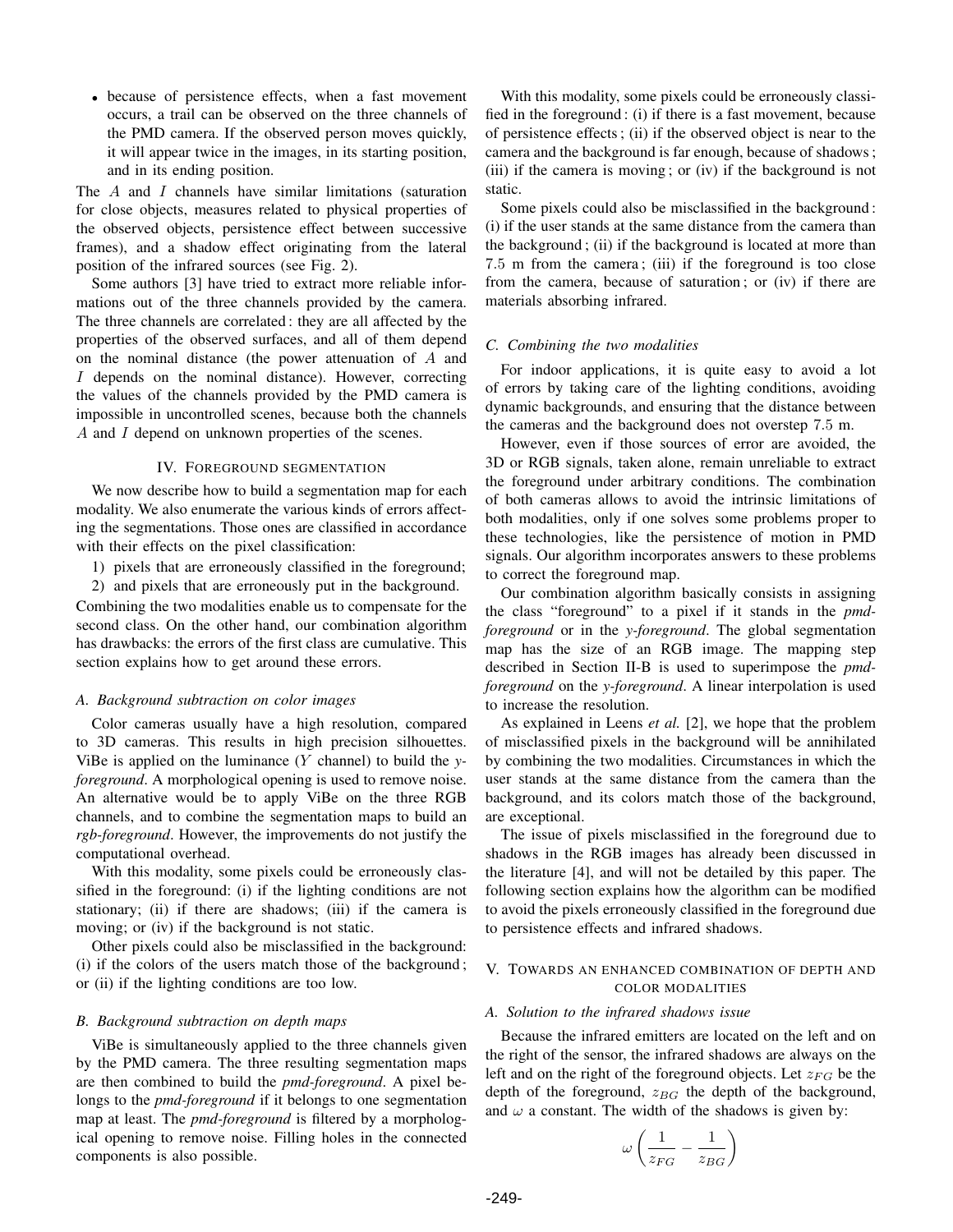- because of persistence effects, when a fast movement occurs, a trail can be observed on the three channels of the PMD camera. If the observed person moves quickly, it will appear twice in the images, in its starting position, and in its ending position.

The $A$ and $I$ channels have similar limitations (saturation for close objects, measures related to physical properties of the observed objects, persistence effect between successive frames), and a shadow effect originating from the lateral position of the infrared sources (see Fig. 2).

Some authors [3] have tried to extract more reliable informations out of the three channels provided by the camera. The three channels are correlated : they are all affected by the properties of the observed surfaces, and all of them depend on the nominal distance (the power attenuation of $A$ and $I$ depends on the nominal distance). However, correcting the values of the channels provided by the PMD camera is impossible in uncontrolled scenes, because both the channels $A$ and $I$ depend on unknown properties of the scenes.

## IV. Foreground segmentation

We now describe how to build a segmentation map for each modality. We also enumerate the various kinds of errors affecting the segmentations. Those ones are classified in accordance with their effects on the pixel classification:

1) pixels that are erroneously classified in the foreground;
2) and pixels that are erroneously put in the background.

Combining the two modalities enable us to compensate for the second class. On the other hand, our combination algorithm has drawbacks: the errors of the first class are cumulative. This section explains how to get around these errors.

### A. Background subtraction on color images

Color cameras usually have a high resolution, compared to 3D cameras. This results in high precision silhouettes. ViBe is applied on the luminance ($Y$ channel) to build the *y-foreground*. A morphological opening is used to remove noise. An alternative would be to apply ViBe on the three RGB channels, and to combine the segmentation maps to build an *rgb-foreground*. However, the improvements do not justify the computational overhead.

With this modality, some pixels could be erroneously classified in the foreground: (i) if the lighting conditions are not stationary; (ii) if there are shadows; (iii) if the camera is moving; or (iv) if the background is not static.

Other pixels could also be misclassified in the background: (i) if the colors of the users match those of the background ; or (ii) if the lighting conditions are too low.

### B. Background subtraction on depth maps

ViBe is simultaneously applied to the three channels given by the PMD camera. The three resulting segmentation maps are then combined to build the *pmd-foreground*. A pixel belongs to the *pmd-foreground* if it belongs to one segmentation map at least. The *pmd-foreground* is filtered by a morphological opening to remove noise. Filling holes in the connected components is also possible.

With this modality, some pixels could be erroneously classified in the foreground : (i) if there is a fast movement, because of persistence effects ; (ii) if the observed object is near to the camera and the background is far enough, because of shadows ; (iii) if the camera is moving ; or (iv) if the background is not static.

Some pixels could also be misclassified in the background : (i) if the user stands at the same distance from the camera than the background ; (ii) if the background is located at more than 7.5 m from the camera ; (iii) if the foreground is too close from the camera, because of saturation ; or (iv) if there are materials absorbing infrared.

### C. Combining the two modalities

For indoor applications, it is quite easy to avoid a lot of errors by taking care of the lighting conditions, avoiding dynamic backgrounds, and ensuring that the distance between the cameras and the background does not overstep 7.5 m.

However, even if those sources of error are avoided, the 3D or RGB signals, taken alone, remain unreliable to extract the foreground under arbitrary conditions. The combination of both cameras allows to avoid the intrinsic limitations of both modalities, only if one solves some problems proper to these technologies, like the persistence of motion in PMD signals. Our algorithm incorporates answers to these problems to correct the foreground map.

Our combination algorithm basically consists in assigning the class "foreground" to a pixel if it stands in the *pmd-foreground* or in the *y-foreground*. The global segmentation map has the size of an RGB image. The mapping step described in Section II-B is used to superimpose the *pmd-foreground* on the *y-foreground*. A linear interpolation is used to increase the resolution.

As explained in Leens *et al.* [2], we hope that the problem of misclassified pixels in the background will be annihilated by combining the two modalities. Circumstances in which the user stands at the same distance from the camera than the background, and its colors match those of the background, are exceptional.

The issue of pixels misclassified in the foreground due to shadows in the RGB images has already been discussed in the literature [4], and will not be detailed by this paper. The following section explains how the algorithm can be modified to avoid the pixels erroneously classified in the foreground due to persistence effects and infrared shadows.

## V. Towards an enhanced combination of depth and color modalities

### A. Solution to the infrared shadows issue

Because the infrared emitters are located on the left and on the right of the sensor, the infrared shadows are always on the left and on the right of the foreground objects. Let $z_{FG}$ be the depth of the foreground, $z_{BG}$ the depth of the background, and $\omega$ a constant. The width of the shadows is given by:

$$\omega\left(\frac{1}{z_{FG}}-\frac{1}{z_{BG}}\right)$$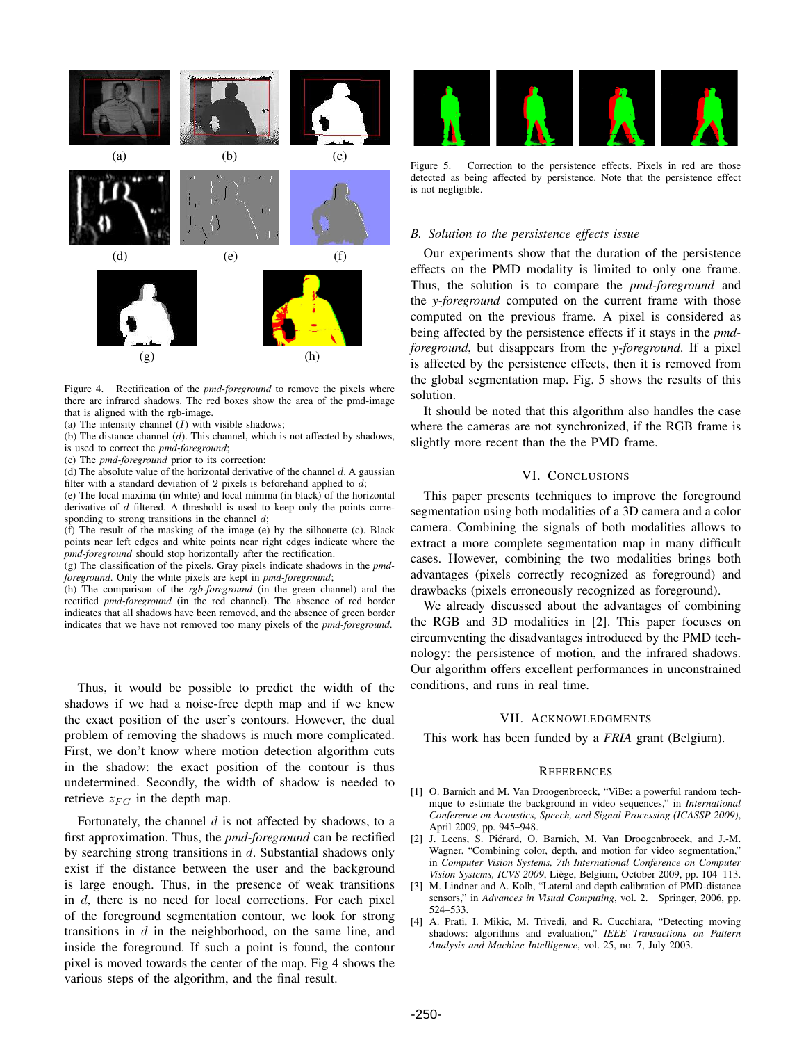(a)  (b)  (c)

(d)  (e)  (f)

(g)  (h)

Figure 4. Rectification of the *pmd-foreground* to remove the pixels where there are infrared shadows. The red boxes show the area of the pmd-image that is aligned with the rgb-image.
(a) The intensity channel ($I$) with visible shadows;
(b) The distance channel ($d$). This channel, which is not affected by shadows, is used to correct the *pmd-foreground*;
(c) The *pmd-foreground* prior to its correction;
(d) The absolute value of the horizontal derivative of the channel $d$. A gaussian filter with a standard deviation of 2 pixels is beforehand applied to $d$;
(e) The local maxima (in white) and local minima (in black) of the horizontal derivative of $d$ filtered. A threshold is used to keep only the points corresponding to strong transitions in the channel $d$;
(f) The result of the masking of the image (e) by the silhouette (c). Black points near left edges and white points near right edges indicate where the *pmd-foreground* should stop horizontally after the rectification.
(g) The classification of the pixels. Gray pixels indicate shadows in the *pmd-foreground*. Only the white pixels are kept in *pmd-foreground*;
(h) The comparison of the *rgb-foreground* (in the green channel) and the rectified *pmd-foreground* (in the red channel). The absence of red border indicates that all shadows have been removed, and the absence of green border indicates that we have not removed too many pixels of the *pmd-foreground*.

Thus, it would be possible to predict the width of the shadows if we had a noise-free depth map and if we knew the exact position of the user's contours. However, the dual problem of removing the shadows is much more complicated. First, we don't know where motion detection algorithm cuts in the shadow: the exact position of the contour is thus undetermined. Secondly, the width of shadow is needed to retrieve $z_{FG}$ in the depth map.

Fortunately, the channel $d$ is not affected by shadows, to a first approximation. Thus, the *pmd-foreground* can be rectified by searching strong transitions in $d$. Substantial shadows only exist if the distance between the user and the background is large enough. Thus, in the presence of weak transitions in $d$, there is no need for local corrections. For each pixel of the foreground segmentation contour, we look for strong transitions in $d$ in the neighborhood, on the same line, and inside the foreground. If such a point is found, the contour pixel is moved towards the center of the map. Fig 4 shows the various steps of the algorithm, and the final result.

Figure 5. Correction to the persistence effects. Pixels in red are those detected as being affected by persistence. Note that the persistence effect is not negligible.

### B. Solution to the persistence effects issue

Our experiments show that the duration of the persistence effects on the PMD modality is limited to only one frame. Thus, the solution is to compare the *pmd-foreground* and the *y-foreground* computed on the current frame with those computed on the previous frame. A pixel is considered as being affected by the persistence effects if it stays in the *pmd-foreground*, but disappears from the *y-foreground*. If a pixel is affected by the persistence effects, then it is removed from the global segmentation map. Fig. 5 shows the results of this solution.

It should be noted that this algorithm also handles the case where the cameras are not synchronized, if the RGB frame is slightly more recent than the the PMD frame.

## VI. Conclusions

This paper presents techniques to improve the foreground segmentation using both modalities of a 3D camera and a color camera. Combining the signals of both modalities allows to extract a more complete segmentation map in many difficult cases. However, combining the two modalities brings both advantages (pixels correctly recognized as foreground) and drawbacks (pixels erroneously recognized as foreground).

We already discussed about the advantages of combining the RGB and 3D modalities in [2]. This paper focuses on circumventing the disadvantages introduced by the PMD technology: the persistence of motion, and the infrared shadows. Our algorithm offers excellent performances in unconstrained conditions, and runs in real time.

## VII. Acknowledgments

This work has been funded by a *FRIA* grant (Belgium).

## References

[1] O. Barnich and M. Van Droogenbroeck, "ViBe: a powerful random technique to estimate the background in video sequences," in *International Conference on Acoustics, Speech, and Signal Processing (ICASSP 2009)*, April 2009, pp. 945–948.

[2] J. Leens, S. Piérard, O. Barnich, M. Van Droogenbroeck, and J.-M. Wagner, "Combining color, depth, and motion for video segmentation," in *Computer Vision Systems, 7th International Conference on Computer Vision Systems, ICVS 2009*, Liège, Belgium, October 2009, pp. 104–113.

[3] M. Lindner and A. Kolb, "Lateral and depth calibration of PMD-distance sensors," in *Advances in Visual Computing*, vol. 2. Springer, 2006, pp. 524–533.

[4] A. Prati, I. Mikic, M. Trivedi, and R. Cucchiara, "Detecting moving shadows: algorithms and evaluation," *IEEE Transactions on Pattern Analysis and Machine Intelligence*, vol. 25, no. 7, July 2003.